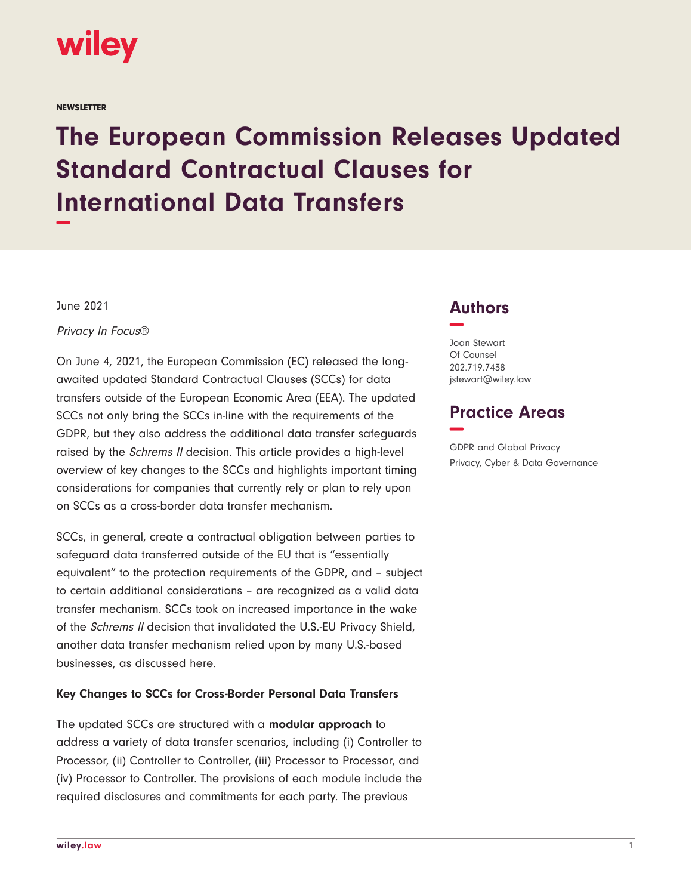wiley

NEWSLETTER

# The European Commission Releases Updated Standard Contractual Clauses for International Data Transfers

June 2021

*Privacy In Focus®*

On June 4, 2021, the European Commission (EC) released the long-awaited updated Standard Contractual Clauses (SCCs) for data transfers outside of the European Economic Area (EEA). The updated SCCs not only bring the SCCs in-line with the requirements of the GDPR, but they also address the additional data transfer safeguards raised by the *Schrems II* decision. This article provides a high-level overview of key changes to the SCCs and highlights important timing considerations for companies that currently rely or plan to rely upon on SCCs as a cross-border data transfer mechanism.

SCCs, in general, create a contractual obligation between parties to safeguard data transferred outside of the EU that is "essentially equivalent" to the protection requirements of the GDPR, and – subject to certain additional considerations – are recognized as a valid data transfer mechanism. SCCs took on increased importance in the wake of the *Schrems II* decision that invalidated the U.S.-EU Privacy Shield, another data transfer mechanism relied upon by many U.S.-based businesses, as discussed here.

**Key Changes to SCCs for Cross-Border Personal Data Transfers**

The updated SCCs are structured with a **modular approach** to address a variety of data transfer scenarios, including (i) Controller to Processor, (ii) Controller to Controller, (iii) Processor to Processor, and (iv) Processor to Controller. The provisions of each module include the required disclosures and commitments for each party. The previous

## Authors

Joan Stewart
Of Counsel
202.719.7438
jstewart@wiley.law

## Practice Areas

GDPR and Global Privacy
Privacy, Cyber & Data Governance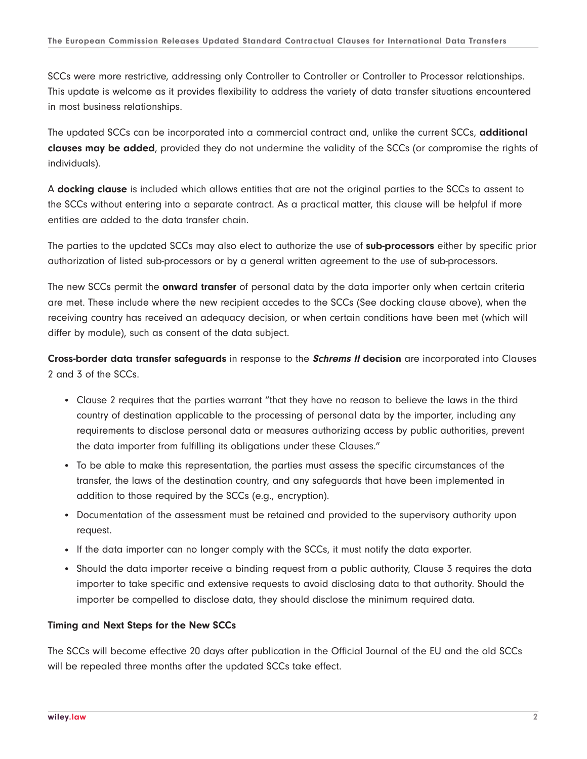SCCs were more restrictive, addressing only Controller to Controller or Controller to Processor relationships. This update is welcome as it provides flexibility to address the variety of data transfer situations encountered in most business relationships.

The updated SCCs can be incorporated into a commercial contract and, unlike the current SCCs, **additional clauses may be added**, provided they do not undermine the validity of the SCCs (or compromise the rights of individuals).

A **docking clause** is included which allows entities that are not the original parties to the SCCs to assent to the SCCs without entering into a separate contract. As a practical matter, this clause will be helpful if more entities are added to the data transfer chain.

The parties to the updated SCCs may also elect to authorize the use of **sub-processors** either by specific prior authorization of listed sub-processors or by a general written agreement to the use of sub-processors.

The new SCCs permit the **onward transfer** of personal data by the data importer only when certain criteria are met. These include where the new recipient accedes to the SCCs (See docking clause above), when the receiving country has received an adequacy decision, or when certain conditions have been met (which will differ by module), such as consent of the data subject.

**Cross-border data transfer safeguards** in response to the ***Schrems II* decision** are incorporated into Clauses 2 and 3 of the SCCs.

- Clause 2 requires that the parties warrant "that they have no reason to believe the laws in the third country of destination applicable to the processing of personal data by the importer, including any requirements to disclose personal data or measures authorizing access by public authorities, prevent the data importer from fulfilling its obligations under these Clauses."
- To be able to make this representation, the parties must assess the specific circumstances of the transfer, the laws of the destination country, and any safeguards that have been implemented in addition to those required by the SCCs (e.g., encryption).
- Documentation of the assessment must be retained and provided to the supervisory authority upon request.
- If the data importer can no longer comply with the SCCs, it must notify the data exporter.
- Should the data importer receive a binding request from a public authority, Clause 3 requires the data importer to take specific and extensive requests to avoid disclosing data to that authority. Should the importer be compelled to disclose data, they should disclose the minimum required data.

### Timing and Next Steps for the New SCCs

The SCCs will become effective 20 days after publication in the Official Journal of the EU and the old SCCs will be repealed three months after the updated SCCs take effect.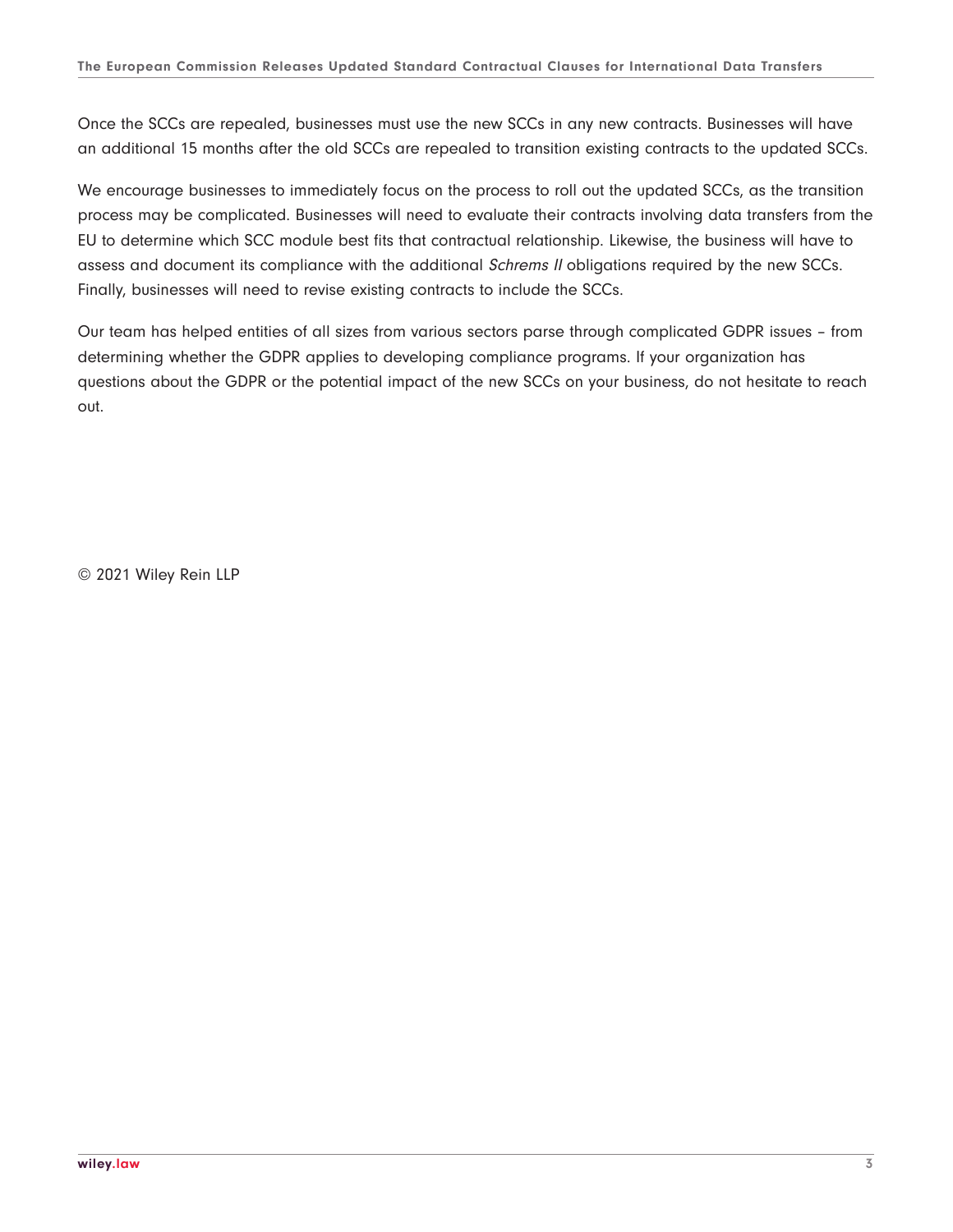Once the SCCs are repealed, businesses must use the new SCCs in any new contracts. Businesses will have an additional 15 months after the old SCCs are repealed to transition existing contracts to the updated SCCs.

We encourage businesses to immediately focus on the process to roll out the updated SCCs, as the transition process may be complicated. Businesses will need to evaluate their contracts involving data transfers from the EU to determine which SCC module best fits that contractual relationship. Likewise, the business will have to assess and document its compliance with the additional *Schrems II* obligations required by the new SCCs. Finally, businesses will need to revise existing contracts to include the SCCs.

Our team has helped entities of all sizes from various sectors parse through complicated GDPR issues – from determining whether the GDPR applies to developing compliance programs. If your organization has questions about the GDPR or the potential impact of the new SCCs on your business, do not hesitate to reach out.

© 2021 Wiley Rein LLP